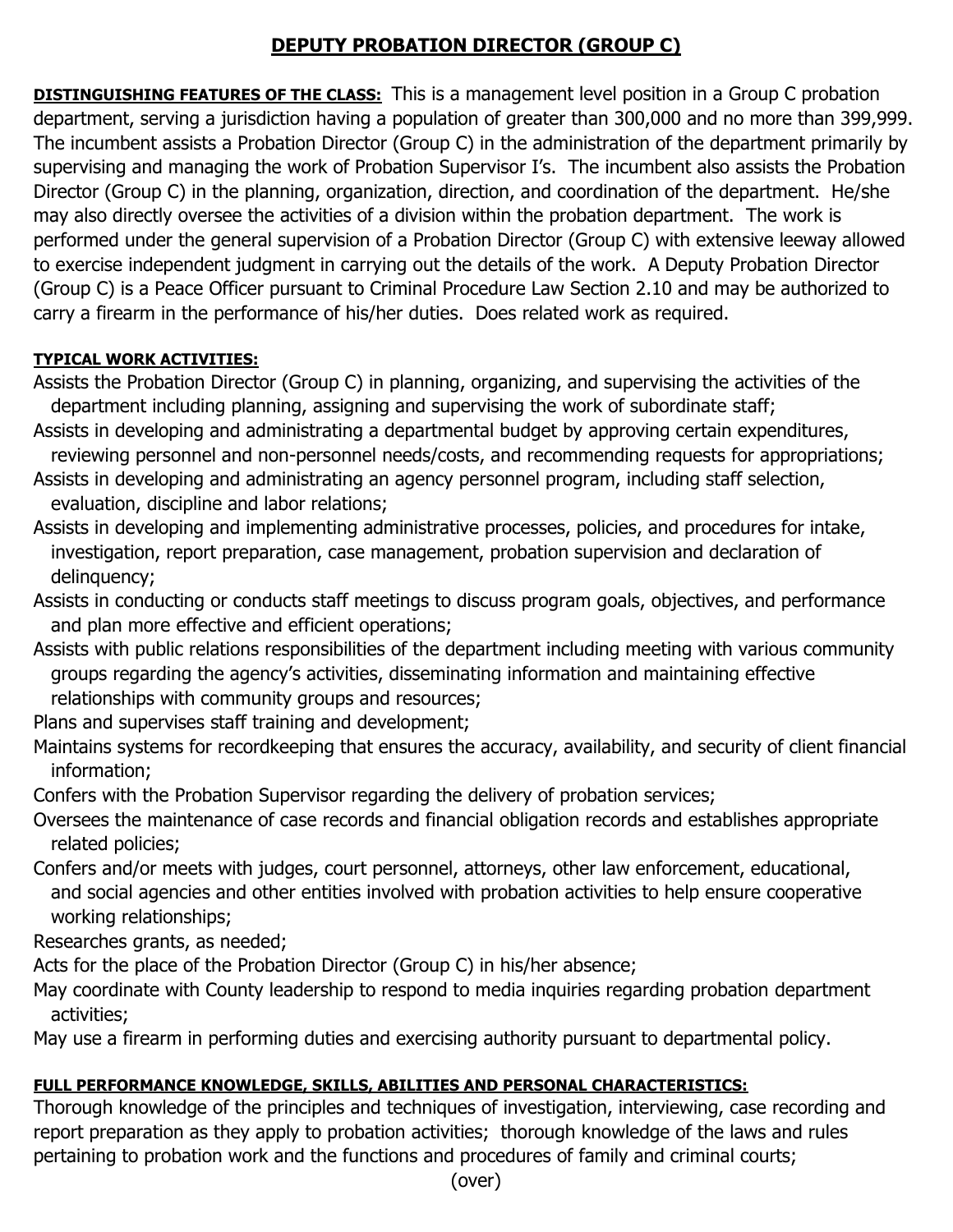# DEPUTY PROBATION DIRECTOR (GROUP C)

**DISTINGUISHING FEATURES OF THE CLASS:** This is a management level position in a Group C probation department, serving a jurisdiction having a population of greater than 300,000 and no more than 399,999. The incumbent assists a Probation Director (Group C) in the administration of the department primarily by supervising and managing the work of Probation Supervisor I's. The incumbent also assists the Probation Director (Group C) in the planning, organization, direction, and coordination of the department. He/she may also directly oversee the activities of a division within the probation department. The work is performed under the general supervision of a Probation Director (Group C) with extensive leeway allowed to exercise independent judgment in carrying out the details of the work. A Deputy Probation Director (Group C) is a Peace Officer pursuant to Criminal Procedure Law Section 2.10 and may be authorized to carry a firearm in the performance of his/her duties. Does related work as required.

**TYPICAL WORK ACTIVITIES:**

Assists the Probation Director (Group C) in planning, organizing, and supervising the activities of the department including planning, assigning and supervising the work of subordinate staff;

Assists in developing and administrating a departmental budget by approving certain expenditures, reviewing personnel and non-personnel needs/costs, and recommending requests for appropriations;

Assists in developing and administrating an agency personnel program, including staff selection, evaluation, discipline and labor relations;

Assists in developing and implementing administrative processes, policies, and procedures for intake, investigation, report preparation, case management, probation supervision and declaration of delinquency;

Assists in conducting or conducts staff meetings to discuss program goals, objectives, and performance and plan more effective and efficient operations;

Assists with public relations responsibilities of the department including meeting with various community groups regarding the agency's activities, disseminating information and maintaining effective relationships with community groups and resources;

Plans and supervises staff training and development;

Maintains systems for recordkeeping that ensures the accuracy, availability, and security of client financial information;

Confers with the Probation Supervisor regarding the delivery of probation services;

Oversees the maintenance of case records and financial obligation records and establishes appropriate related policies;

Confers and/or meets with judges, court personnel, attorneys, other law enforcement, educational, and social agencies and other entities involved with probation activities to help ensure cooperative working relationships;

Researches grants, as needed;

Acts for the place of the Probation Director (Group C) in his/her absence;

May coordinate with County leadership to respond to media inquiries regarding probation department activities;

May use a firearm in performing duties and exercising authority pursuant to departmental policy.

**FULL PERFORMANCE KNOWLEDGE, SKILLS, ABILITIES AND PERSONAL CHARACTERISTICS:**

Thorough knowledge of the principles and techniques of investigation, interviewing, case recording and report preparation as they apply to probation activities; thorough knowledge of the laws and rules pertaining to probation work and the functions and procedures of family and criminal courts;

(over)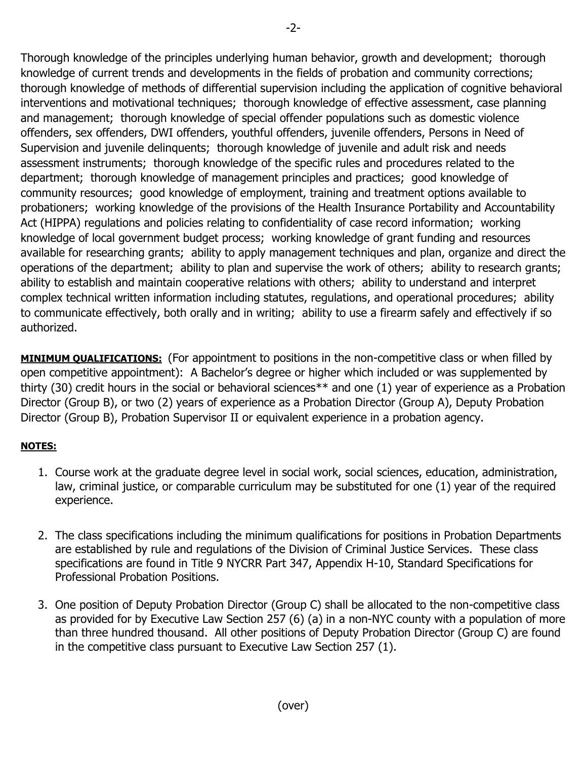Thorough knowledge of the principles underlying human behavior, growth and development; thorough knowledge of current trends and developments in the fields of probation and community corrections; thorough knowledge of methods of differential supervision including the application of cognitive behavioral interventions and motivational techniques; thorough knowledge of effective assessment, case planning and management; thorough knowledge of special offender populations such as domestic violence offenders, sex offenders, DWI offenders, youthful offenders, juvenile offenders, Persons in Need of Supervision and juvenile delinquents; thorough knowledge of juvenile and adult risk and needs assessment instruments; thorough knowledge of the specific rules and procedures related to the department; thorough knowledge of management principles and practices; good knowledge of community resources; good knowledge of employment, training and treatment options available to probationers; working knowledge of the provisions of the Health Insurance Portability and Accountability Act (HIPPA) regulations and policies relating to confidentiality of case record information; working knowledge of local government budget process; working knowledge of grant funding and resources available for researching grants; ability to apply management techniques and plan, organize and direct the operations of the department; ability to plan and supervise the work of others; ability to research grants; ability to establish and maintain cooperative relations with others; ability to understand and interpret complex technical written information including statutes, regulations, and operational procedures; ability to communicate effectively, both orally and in writing; ability to use a firearm safely and effectively if so authorized.

**MINIMUM QUALIFICATIONS:** (For appointment to positions in the non-competitive class or when filled by open competitive appointment): A Bachelor's degree or higher which included or was supplemented by thirty (30) credit hours in the social or behavioral sciences** and one (1) year of experience as a Probation Director (Group B), or two (2) years of experience as a Probation Director (Group A), Deputy Probation Director (Group B), Probation Supervisor II or equivalent experience in a probation agency.

**NOTES:**

1. Course work at the graduate degree level in social work, social sciences, education, administration, law, criminal justice, or comparable curriculum may be substituted for one (1) year of the required experience.

2. The class specifications including the minimum qualifications for positions in Probation Departments are established by rule and regulations of the Division of Criminal Justice Services. These class specifications are found in Title 9 NYCRR Part 347, Appendix H-10, Standard Specifications for Professional Probation Positions.

3. One position of Deputy Probation Director (Group C) shall be allocated to the non-competitive class as provided for by Executive Law Section 257 (6) (a) in a non-NYC county with a population of more than three hundred thousand. All other positions of Deputy Probation Director (Group C) are found in the competitive class pursuant to Executive Law Section 257 (1).

(over)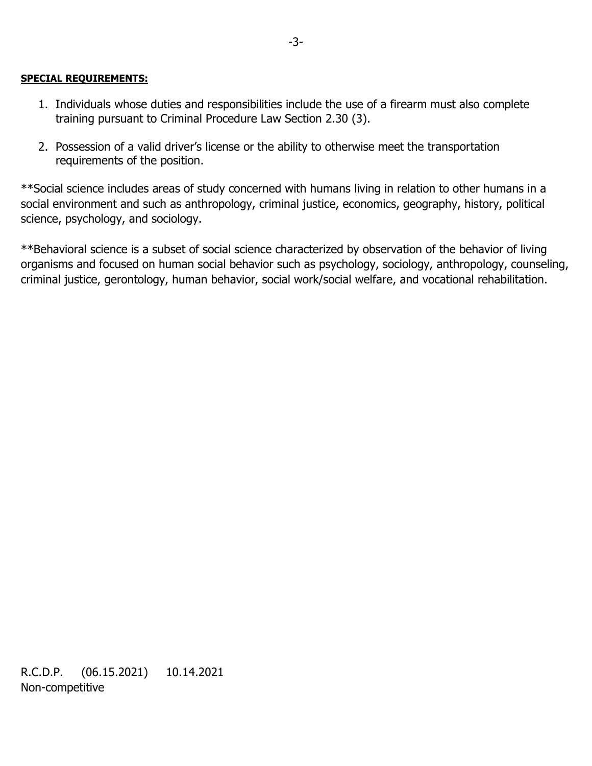**SPECIAL REQUIREMENTS:**

1. Individuals whose duties and responsibilities include the use of a firearm must also complete training pursuant to Criminal Procedure Law Section 2.30 (3).

2. Possession of a valid driver's license or the ability to otherwise meet the transportation requirements of the position.

**Social science includes areas of study concerned with humans living in relation to other humans in a social environment and such as anthropology, criminal justice, economics, geography, history, political science, psychology, and sociology.

**Behavioral science is a subset of social science characterized by observation of the behavior of living organisms and focused on human social behavior such as psychology, sociology, anthropology, counseling, criminal justice, gerontology, human behavior, social work/social welfare, and vocational rehabilitation.

R.C.D.P. (06.15.2021) 10.14.2021
Non-competitive